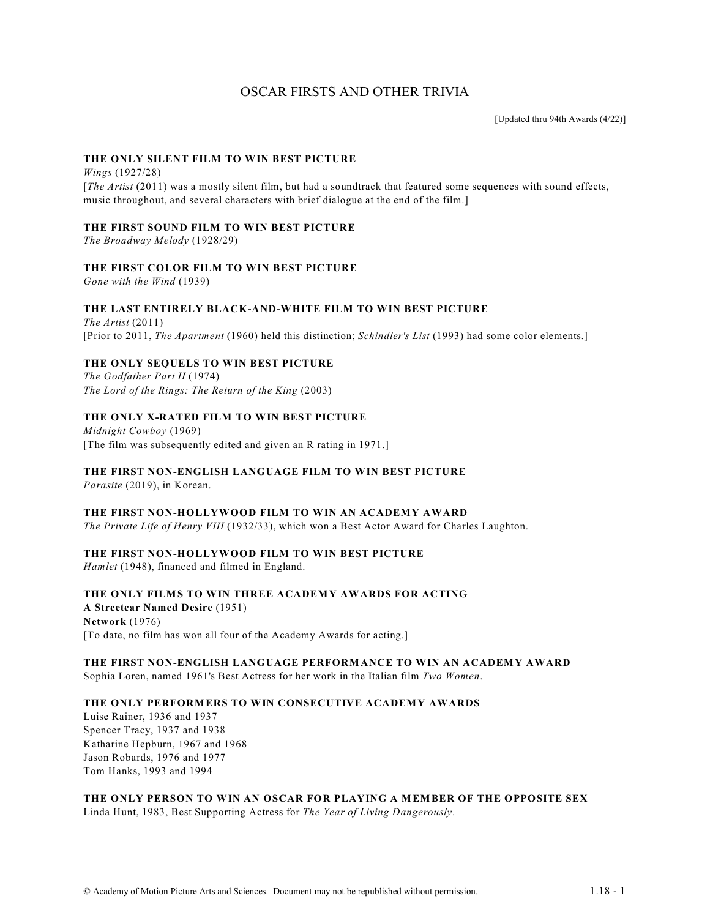# OSCAR FIRSTS AND OTHER TRIVIA

[Updated thru 94th Awards (4/22)]

### THE ONLY SILENT FILM TO WIN BEST PICTURE

*Wings* (1927/28)

[*The Artist* (2011) was a mostly silent film, but had a soundtrack that featured some sequences with sound effects, music throughout, and several characters with brief dialogue at the end of the film.]

### THE FIRST SOUND FILM TO WIN BEST PICTURE

*The Broadway Melody* (1928/29)

### THE FIRST COLOR FILM TO WIN BEST PICTURE

*Gone with the Wind* (1939)

### THE LAST ENTIRELY BLACK-AND-WHITE FILM TO WIN BEST PICTURE

*The Artist* (2011)

[Prior to 2011, *The Apartment* (1960) held this distinction; *Schindler's List* (1993) had some color elements.]

### THE ONLY SEQUELS TO WIN BEST PICTURE

*The Godfather Part II* (1974)
*The Lord of the Rings: The Return of the King* (2003)

### THE ONLY X-RATED FILM TO WIN BEST PICTURE

*Midnight Cowboy* (1969)

[The film was subsequently edited and given an R rating in 1971.]

### THE FIRST NON-ENGLISH LANGUAGE FILM TO WIN BEST PICTURE

*Parasite* (2019), in Korean.

### THE FIRST NON-HOLLYWOOD FILM TO WIN AN ACADEMY AWARD

*The Private Life of Henry VIII* (1932/33), which won a Best Actor Award for Charles Laughton.

### THE FIRST NON-HOLLYWOOD FILM TO WIN BEST PICTURE

*Hamlet* (1948), financed and filmed in England.

### THE ONLY FILMS TO WIN THREE ACADEMY AWARDS FOR ACTING

**A Streetcar Named Desire** (1951)
**Network** (1976)

[To date, no film has won all four of the Academy Awards for acting.]

### THE FIRST NON-ENGLISH LANGUAGE PERFORMANCE TO WIN AN ACADEMY AWARD

Sophia Loren, named 1961's Best Actress for her work in the Italian film *Two Women*.

### THE ONLY PERFORMERS TO WIN CONSECUTIVE ACADEMY AWARDS

Luise Rainer, 1936 and 1937
Spencer Tracy, 1937 and 1938
Katharine Hepburn, 1967 and 1968
Jason Robards, 1976 and 1977
Tom Hanks, 1993 and 1994

### THE ONLY PERSON TO WIN AN OSCAR FOR PLAYING A MEMBER OF THE OPPOSITE SEX

Linda Hunt, 1983, Best Supporting Actress for *The Year of Living Dangerously*.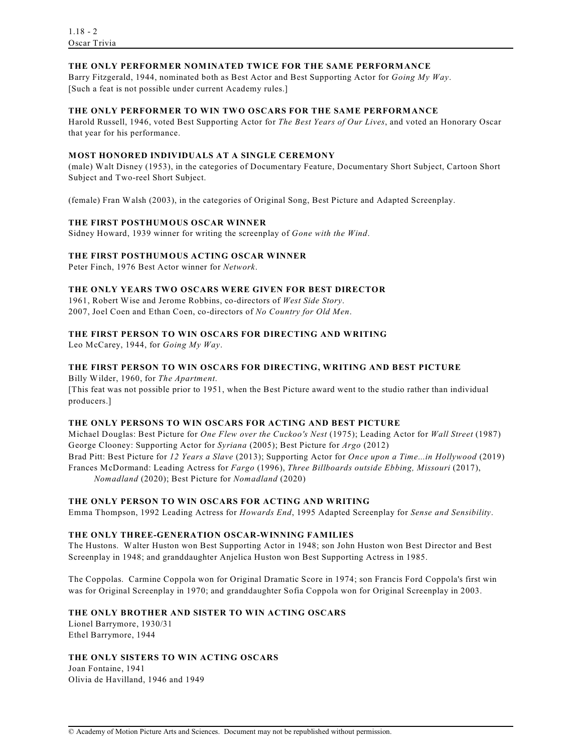### THE ONLY PERFORMER NOMINATED TWICE FOR THE SAME PERFORMANCE

Barry Fitzgerald, 1944, nominated both as Best Actor and Best Supporting Actor for *Going My Way*.
[Such a feat is not possible under current Academy rules.]

### THE ONLY PERFORMER TO WIN TWO OSCARS FOR THE SAME PERFORMANCE

Harold Russell, 1946, voted Best Supporting Actor for *The Best Years of Our Lives*, and voted an Honorary Oscar that year for his performance.

### MOST HONORED INDIVIDUALS AT A SINGLE CEREMONY

(male) Walt Disney (1953), in the categories of Documentary Feature, Documentary Short Subject, Cartoon Short Subject and Two-reel Short Subject.

(female) Fran Walsh (2003), in the categories of Original Song, Best Picture and Adapted Screenplay.

### THE FIRST POSTHUMOUS OSCAR WINNER

Sidney Howard, 1939 winner for writing the screenplay of *Gone with the Wind*.

### THE FIRST POSTHUMOUS ACTING OSCAR WINNER

Peter Finch, 1976 Best Actor winner for *Network*.

### THE ONLY YEARS TWO OSCARS WERE GIVEN FOR BEST DIRECTOR

1961, Robert Wise and Jerome Robbins, co-directors of *West Side Story*.
2007, Joel Coen and Ethan Coen, co-directors of *No Country for Old Men*.

### THE FIRST PERSON TO WIN OSCARS FOR DIRECTING AND WRITING

Leo McCarey, 1944, for *Going My Way*.

### THE FIRST PERSON TO WIN OSCARS FOR DIRECTING, WRITING AND BEST PICTURE

Billy Wilder, 1960, for *The Apartment*.
[This feat was not possible prior to 1951, when the Best Picture award went to the studio rather than individual producers.]

### THE ONLY PERSONS TO WIN OSCARS FOR ACTING AND BEST PICTURE

Michael Douglas: Best Picture for *One Flew over the Cuckoo's Nest* (1975); Leading Actor for *Wall Street* (1987)
George Clooney: Supporting Actor for *Syriana* (2005); Best Picture for *Argo* (2012)
Brad Pitt: Best Picture for *12 Years a Slave* (2013); Supporting Actor for *Once upon a Time...in Hollywood* (2019)
Frances McDormand: Leading Actress for *Fargo* (1996), *Three Billboards outside Ebbing, Missouri* (2017), *Nomadland* (2020); Best Picture for *Nomadland* (2020)

### THE ONLY PERSON TO WIN OSCARS FOR ACTING AND WRITING

Emma Thompson, 1992 Leading Actress for *Howards End*, 1995 Adapted Screenplay for *Sense and Sensibility*.

### THE ONLY THREE-GENERATION OSCAR-WINNING FAMILIES

The Hustons. Walter Huston won Best Supporting Actor in 1948; son John Huston won Best Director and Best Screenplay in 1948; and granddaughter Anjelica Huston won Best Supporting Actress in 1985.

The Coppolas. Carmine Coppola won for Original Dramatic Score in 1974; son Francis Ford Coppola's first win was for Original Screenplay in 1970; and granddaughter Sofia Coppola won for Original Screenplay in 2003.

### THE ONLY BROTHER AND SISTER TO WIN ACTING OSCARS

Lionel Barrymore, 1930/31
Ethel Barrymore, 1944

### THE ONLY SISTERS TO WIN ACTING OSCARS

Joan Fontaine, 1941
Olivia de Havilland, 1946 and 1949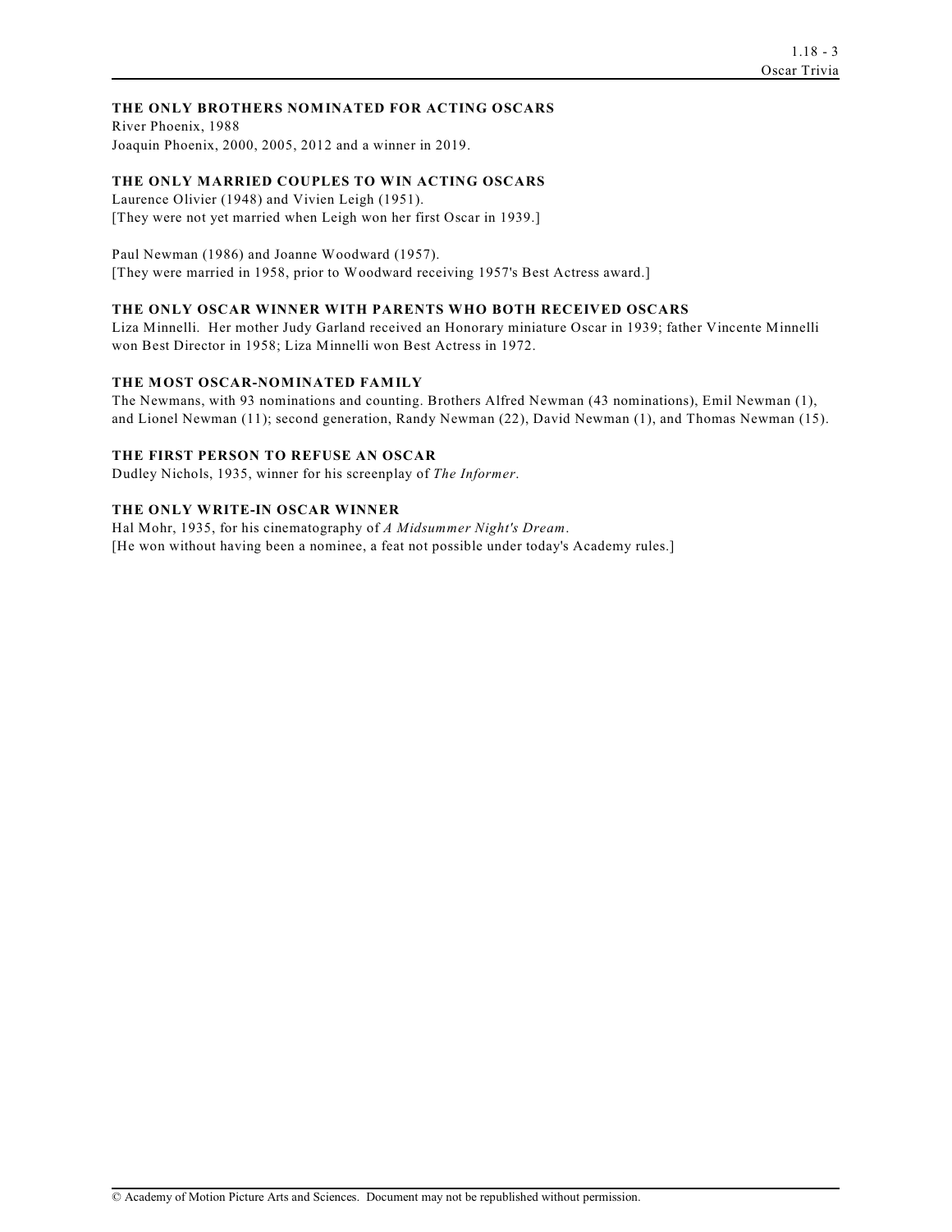### THE ONLY BROTHERS NOMINATED FOR ACTING OSCARS

River Phoenix, 1988
Joaquin Phoenix, 2000, 2005, 2012 and a winner in 2019.

### THE ONLY MARRIED COUPLES TO WIN ACTING OSCARS

Laurence Olivier (1948) and Vivien Leigh (1951).
[They were not yet married when Leigh won her first Oscar in 1939.]

Paul Newman (1986) and Joanne Woodward (1957).
[They were married in 1958, prior to Woodward receiving 1957's Best Actress award.]

### THE ONLY OSCAR WINNER WITH PARENTS WHO BOTH RECEIVED OSCARS

Liza Minnelli. Her mother Judy Garland received an Honorary miniature Oscar in 1939; father Vincente Minnelli won Best Director in 1958; Liza Minnelli won Best Actress in 1972.

### THE MOST OSCAR-NOMINATED FAMILY

The Newmans, with 93 nominations and counting. Brothers Alfred Newman (43 nominations), Emil Newman (1), and Lionel Newman (11); second generation, Randy Newman (22), David Newman (1), and Thomas Newman (15).

### THE FIRST PERSON TO REFUSE AN OSCAR

Dudley Nichols, 1935, winner for his screenplay of *The Informer*.

### THE ONLY WRITE-IN OSCAR WINNER

Hal Mohr, 1935, for his cinematography of *A Midsummer Night's Dream*.
[He won without having been a nominee, a feat not possible under today's Academy rules.]